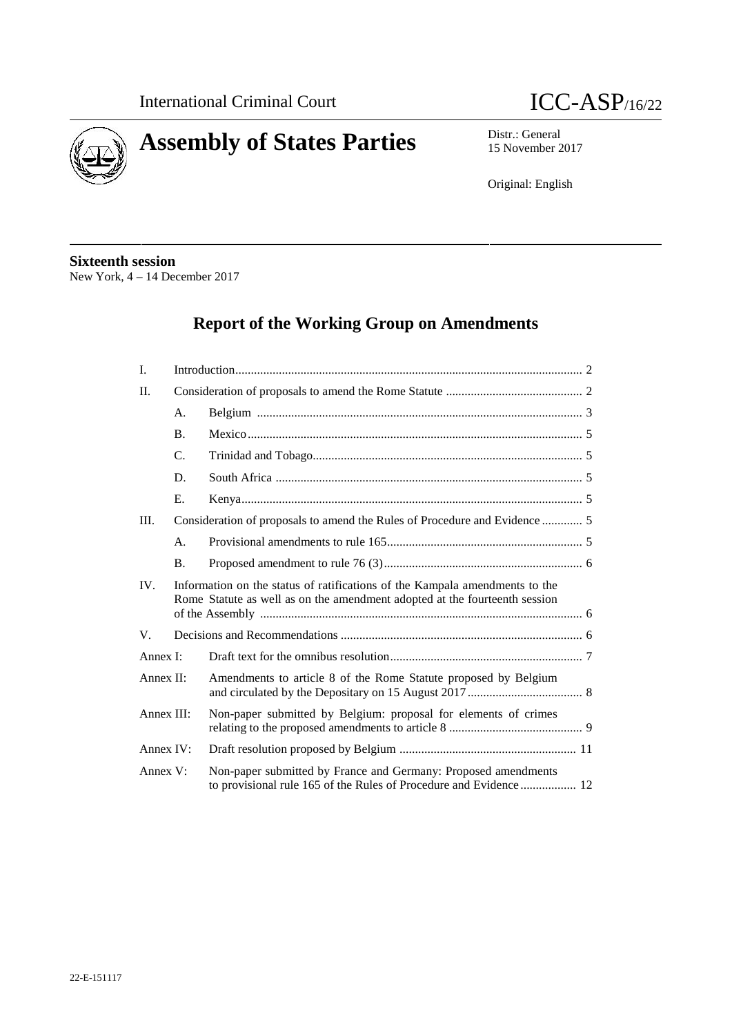International Criminal Court

ICC-ASP/16/22

# Assembly of States Parties

Distr.: General
15 November 2017

Original: English

**Sixteenth session**
New York, 4 – 14 December 2017

## Report of the Working Group on Amendments

| | | | |
|---|---|---|---|
| I. | | Introduction | 2 |
| II. | | Consideration of proposals to amend the Rome Statute | 2 |
| | A. | Belgium | 3 |
| | B. | Mexico | 5 |
| | C. | Trinidad and Tobago | 5 |
| | D. | South Africa | 5 |
| | E. | Kenya | 5 |
| III. | | Consideration of proposals to amend the Rules of Procedure and Evidence | 5 |
| | A. | Provisional amendments to rule 165 | 5 |
| | B. | Proposed amendment to rule 76 (3) | 6 |
| IV. | | Information on the status of ratifications of the Kampala amendments to the Rome Statute as well as on the amendment adopted at the fourteenth session of the Assembly | 6 |
| V. | | Decisions and Recommendations | 6 |
| Annex I: | | Draft text for the omnibus resolution | 7 |
| Annex II: | | Amendments to article 8 of the Rome Statute proposed by Belgium and circulated by the Depositary on 15 August 2017 | 8 |
| Annex III: | | Non-paper submitted by Belgium: proposal for elements of crimes relating to the proposed amendments to article 8 | 9 |
| Annex IV: | | Draft resolution proposed by Belgium | 11 |
| Annex V: | | Non-paper submitted by France and Germany: Proposed amendments to provisional rule 165 of the Rules of Procedure and Evidence | 12 |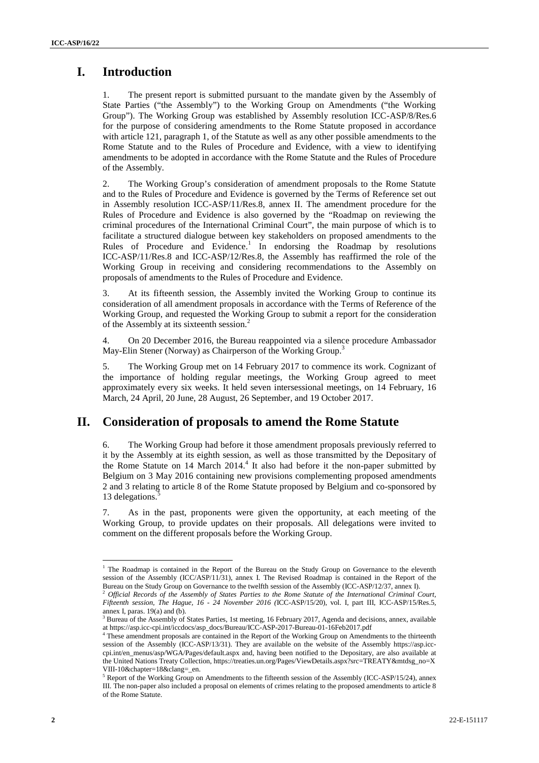# I. Introduction

1. The present report is submitted pursuant to the mandate given by the Assembly of State Parties ("the Assembly") to the Working Group on Amendments ("the Working Group"). The Working Group was established by Assembly resolution ICC-ASP/8/Res.6 for the purpose of considering amendments to the Rome Statute proposed in accordance with article 121, paragraph 1, of the Statute as well as any other possible amendments to the Rome Statute and to the Rules of Procedure and Evidence, with a view to identifying amendments to be adopted in accordance with the Rome Statute and the Rules of Procedure of the Assembly.

2. The Working Group's consideration of amendment proposals to the Rome Statute and to the Rules of Procedure and Evidence is governed by the Terms of Reference set out in Assembly resolution ICC-ASP/11/Res.8, annex II. The amendment procedure for the Rules of Procedure and Evidence is also governed by the "Roadmap on reviewing the criminal procedures of the International Criminal Court", the main purpose of which is to facilitate a structured dialogue between key stakeholders on proposed amendments to the Rules of Procedure and Evidence.[1] In endorsing the Roadmap by resolutions ICC-ASP/11/Res.8 and ICC-ASP/12/Res.8, the Assembly has reaffirmed the role of the Working Group in receiving and considering recommendations to the Assembly on proposals of amendments to the Rules of Procedure and Evidence.

3. At its fifteenth session, the Assembly invited the Working Group to continue its consideration of all amendment proposals in accordance with the Terms of Reference of the Working Group, and requested the Working Group to submit a report for the consideration of the Assembly at its sixteenth session.[2]

4. On 20 December 2016, the Bureau reappointed via a silence procedure Ambassador May-Elin Stener (Norway) as Chairperson of the Working Group.[3]

5. The Working Group met on 14 February 2017 to commence its work. Cognizant of the importance of holding regular meetings, the Working Group agreed to meet approximately every six weeks. It held seven intersessional meetings, on 14 February, 16 March, 24 April, 20 June, 28 August, 26 September, and 19 October 2017.

# II. Consideration of proposals to amend the Rome Statute

6. The Working Group had before it those amendment proposals previously referred to it by the Assembly at its eighth session, as well as those transmitted by the Depositary of the Rome Statute on 14 March 2014.[4] It also had before it the non-paper submitted by Belgium on 3 May 2016 containing new provisions complementing proposed amendments 2 and 3 relating to article 8 of the Rome Statute proposed by Belgium and co-sponsored by 13 delegations.[5]

7. As in the past, proponents were given the opportunity, at each meeting of the Working Group, to provide updates on their proposals. All delegations were invited to comment on the different proposals before the Working Group.

---

[1] The Roadmap is contained in the Report of the Bureau on the Study Group on Governance to the eleventh session of the Assembly (ICC/ASP/11/31), annex I. The Revised Roadmap is contained in the Report of the Bureau on the Study Group on Governance to the twelfth session of the Assembly (ICC-ASP/12/37, annex I).

[2] *Official Records of the Assembly of States Parties to the Rome Statute of the International Criminal Court, Fifteenth session, The Hague, 16 - 24 November 2016 (*ICC-ASP/15/20), vol. I, part III, ICC-ASP/15/Res.5, annex I, paras. 19(a) and (b).

[3] Bureau of the Assembly of States Parties, 1st meeting, 16 February 2017, Agenda and decisions, annex, available at https://asp.icc-cpi.int/iccdocs/asp_docs/Bureau/ICC-ASP-2017-Bureau-01-16Feb2017.pdf

[4] These amendment proposals are contained in the Report of the Working Group on Amendments to the thirteenth session of the Assembly (ICC-ASP/13/31). They are available on the website of the Assembly https://asp.icc-cpi.int/en_menus/asp/WGA/Pages/default.aspx and, having been notified to the Depositary, are also available at the United Nations Treaty Collection, https://treaties.un.org/Pages/ViewDetails.aspx?src=TREATY&mtdsg_no=XVIII-10&chapter=18&clang=_en.

[5] Report of the Working Group on Amendments to the fifteenth session of the Assembly (ICC-ASP/15/24), annex III. The non-paper also included a proposal on elements of crimes relating to the proposed amendments to article 8 of the Rome Statute.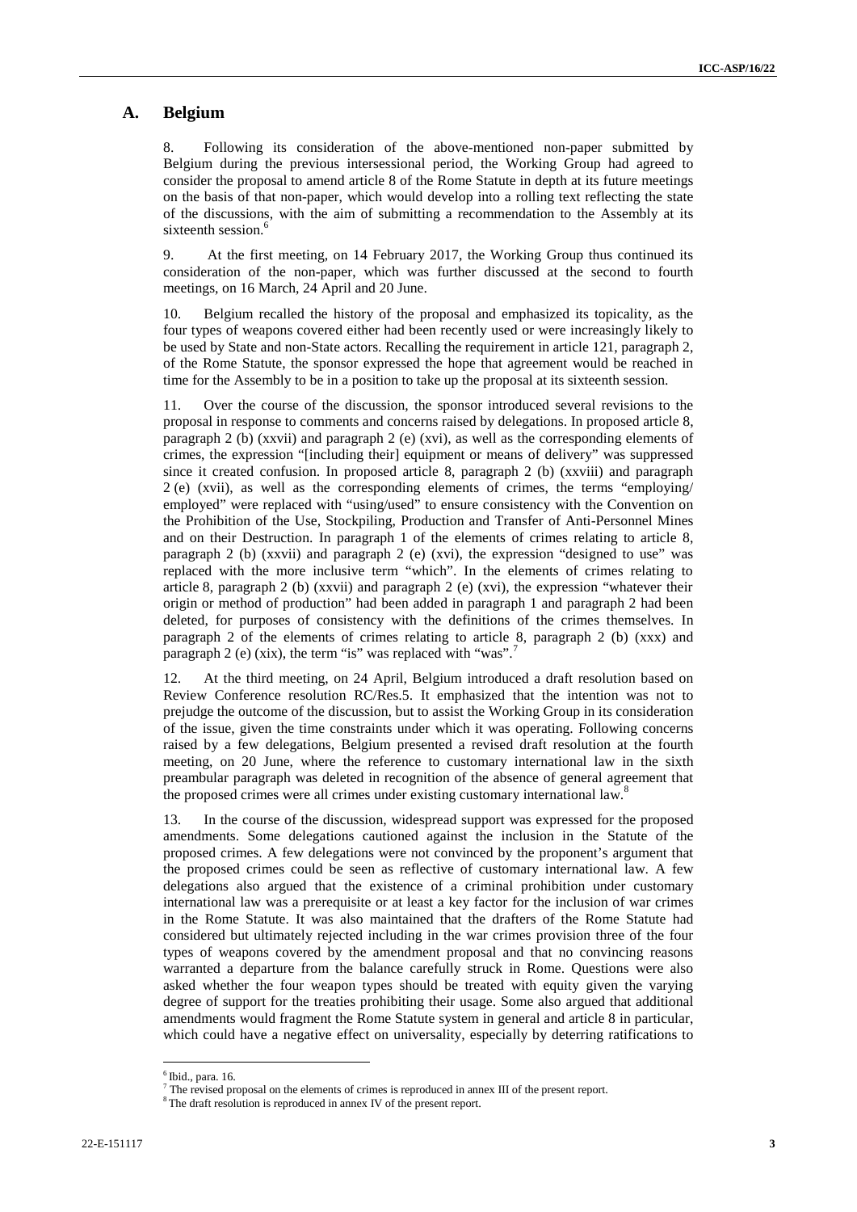## A. Belgium

8. Following its consideration of the above-mentioned non-paper submitted by Belgium during the previous intersessional period, the Working Group had agreed to consider the proposal to amend article 8 of the Rome Statute in depth at its future meetings on the basis of that non-paper, which would develop into a rolling text reflecting the state of the discussions, with the aim of submitting a recommendation to the Assembly at its sixteenth session.[6]

9. At the first meeting, on 14 February 2017, the Working Group thus continued its consideration of the non-paper, which was further discussed at the second to fourth meetings, on 16 March, 24 April and 20 June.

10. Belgium recalled the history of the proposal and emphasized its topicality, as the four types of weapons covered either had been recently used or were increasingly likely to be used by State and non-State actors. Recalling the requirement in article 121, paragraph 2, of the Rome Statute, the sponsor expressed the hope that agreement would be reached in time for the Assembly to be in a position to take up the proposal at its sixteenth session.

11. Over the course of the discussion, the sponsor introduced several revisions to the proposal in response to comments and concerns raised by delegations. In proposed article 8, paragraph 2 (b) (xxvii) and paragraph 2 (e) (xvi), as well as the corresponding elements of crimes, the expression "[including their] equipment or means of delivery" was suppressed since it created confusion. In proposed article 8, paragraph 2 (b) (xxviii) and paragraph 2 (e) (xvii), as well as the corresponding elements of crimes, the terms "employing/ employed" were replaced with "using/used" to ensure consistency with the Convention on the Prohibition of the Use, Stockpiling, Production and Transfer of Anti-Personnel Mines and on their Destruction. In paragraph 1 of the elements of crimes relating to article 8, paragraph 2 (b) (xxvii) and paragraph 2 (e) (xvi), the expression "designed to use" was replaced with the more inclusive term "which". In the elements of crimes relating to article 8, paragraph 2 (b) (xxvii) and paragraph 2 (e) (xvi), the expression "whatever their origin or method of production" had been added in paragraph 1 and paragraph 2 had been deleted, for purposes of consistency with the definitions of the crimes themselves. In paragraph 2 of the elements of crimes relating to article 8, paragraph 2 (b) (xxx) and paragraph 2 (e) (xix), the term "is" was replaced with "was".[7]

12. At the third meeting, on 24 April, Belgium introduced a draft resolution based on Review Conference resolution RC/Res.5. It emphasized that the intention was not to prejudge the outcome of the discussion, but to assist the Working Group in its consideration of the issue, given the time constraints under which it was operating. Following concerns raised by a few delegations, Belgium presented a revised draft resolution at the fourth meeting, on 20 June, where the reference to customary international law in the sixth preambular paragraph was deleted in recognition of the absence of general agreement that the proposed crimes were all crimes under existing customary international law.[8]

13. In the course of the discussion, widespread support was expressed for the proposed amendments. Some delegations cautioned against the inclusion in the Statute of the proposed crimes. A few delegations were not convinced by the proponent's argument that the proposed crimes could be seen as reflective of customary international law. A few delegations also argued that the existence of a criminal prohibition under customary international law was a prerequisite or at least a key factor for the inclusion of war crimes in the Rome Statute. It was also maintained that the drafters of the Rome Statute had considered but ultimately rejected including in the war crimes provision three of the four types of weapons covered by the amendment proposal and that no convincing reasons warranted a departure from the balance carefully struck in Rome. Questions were also asked whether the four weapon types should be treated with equity given the varying degree of support for the treaties prohibiting their usage. Some also argued that additional amendments would fragment the Rome Statute system in general and article 8 in particular, which could have a negative effect on universality, especially by deterring ratifications to

---

[6] Ibid., para. 16.

[7] The revised proposal on the elements of crimes is reproduced in annex III of the present report.

[8] The draft resolution is reproduced in annex IV of the present report.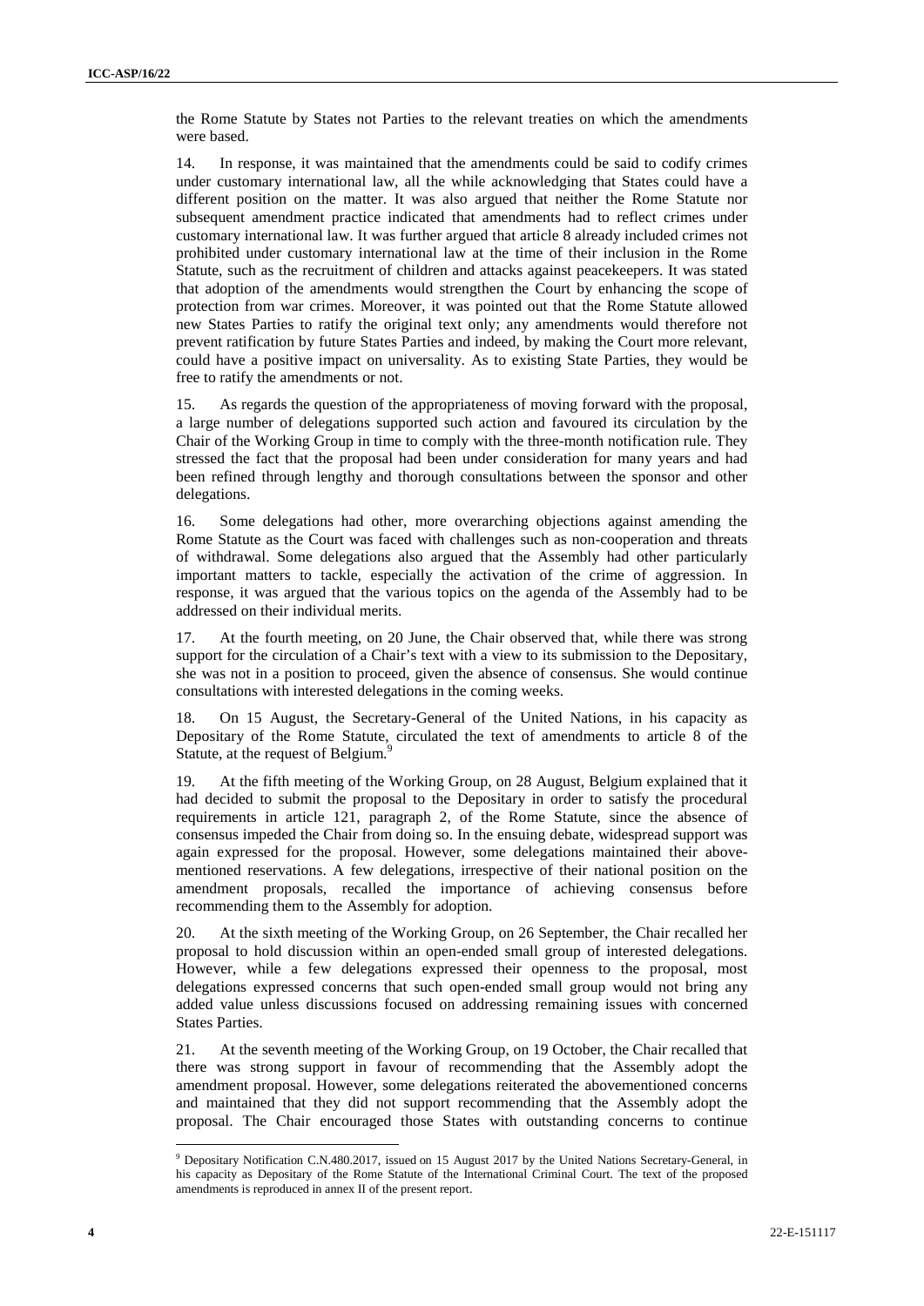the Rome Statute by States not Parties to the relevant treaties on which the amendments were based.

14. In response, it was maintained that the amendments could be said to codify crimes under customary international law, all the while acknowledging that States could have a different position on the matter. It was also argued that neither the Rome Statute nor subsequent amendment practice indicated that amendments had to reflect crimes under customary international law. It was further argued that article 8 already included crimes not prohibited under customary international law at the time of their inclusion in the Rome Statute, such as the recruitment of children and attacks against peacekeepers. It was stated that adoption of the amendments would strengthen the Court by enhancing the scope of protection from war crimes. Moreover, it was pointed out that the Rome Statute allowed new States Parties to ratify the original text only; any amendments would therefore not prevent ratification by future States Parties and indeed, by making the Court more relevant, could have a positive impact on universality. As to existing State Parties, they would be free to ratify the amendments or not.

15. As regards the question of the appropriateness of moving forward with the proposal, a large number of delegations supported such action and favoured its circulation by the Chair of the Working Group in time to comply with the three-month notification rule. They stressed the fact that the proposal had been under consideration for many years and had been refined through lengthy and thorough consultations between the sponsor and other delegations.

16. Some delegations had other, more overarching objections against amending the Rome Statute as the Court was faced with challenges such as non-cooperation and threats of withdrawal. Some delegations also argued that the Assembly had other particularly important matters to tackle, especially the activation of the crime of aggression. In response, it was argued that the various topics on the agenda of the Assembly had to be addressed on their individual merits.

17. At the fourth meeting, on 20 June, the Chair observed that, while there was strong support for the circulation of a Chair's text with a view to its submission to the Depositary, she was not in a position to proceed, given the absence of consensus. She would continue consultations with interested delegations in the coming weeks.

18. On 15 August, the Secretary-General of the United Nations, in his capacity as Depositary of the Rome Statute, circulated the text of amendments to article 8 of the Statute, at the request of Belgium.[9]

19. At the fifth meeting of the Working Group, on 28 August, Belgium explained that it had decided to submit the proposal to the Depositary in order to satisfy the procedural requirements in article 121, paragraph 2, of the Rome Statute, since the absence of consensus impeded the Chair from doing so. In the ensuing debate, widespread support was again expressed for the proposal. However, some delegations maintained their above-mentioned reservations. A few delegations, irrespective of their national position on the amendment proposals, recalled the importance of achieving consensus before recommending them to the Assembly for adoption.

20. At the sixth meeting of the Working Group, on 26 September, the Chair recalled her proposal to hold discussion within an open-ended small group of interested delegations. However, while a few delegations expressed their openness to the proposal, most delegations expressed concerns that such open-ended small group would not bring any added value unless discussions focused on addressing remaining issues with concerned States Parties.

21. At the seventh meeting of the Working Group, on 19 October, the Chair recalled that there was strong support in favour of recommending that the Assembly adopt the amendment proposal. However, some delegations reiterated the abovementioned concerns and maintained that they did not support recommending that the Assembly adopt the proposal. The Chair encouraged those States with outstanding concerns to continue

---

[9] Depositary Notification C.N.480.2017, issued on 15 August 2017 by the United Nations Secretary-General, in his capacity as Depositary of the Rome Statute of the International Criminal Court. The text of the proposed amendments is reproduced in annex II of the present report.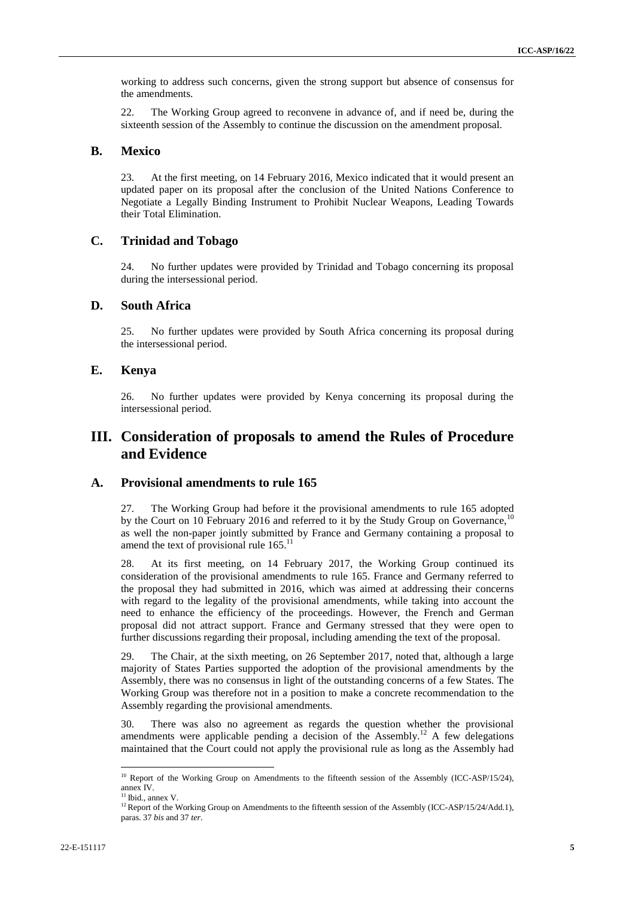working to address such concerns, given the strong support but absence of consensus for the amendments.

22. The Working Group agreed to reconvene in advance of, and if need be, during the sixteenth session of the Assembly to continue the discussion on the amendment proposal.

### B. Mexico

23. At the first meeting, on 14 February 2016, Mexico indicated that it would present an updated paper on its proposal after the conclusion of the United Nations Conference to Negotiate a Legally Binding Instrument to Prohibit Nuclear Weapons, Leading Towards their Total Elimination.

### C. Trinidad and Tobago

24. No further updates were provided by Trinidad and Tobago concerning its proposal during the intersessional period.

### D. South Africa

25. No further updates were provided by South Africa concerning its proposal during the intersessional period.

### E. Kenya

26. No further updates were provided by Kenya concerning its proposal during the intersessional period.

## III. Consideration of proposals to amend the Rules of Procedure and Evidence

### A. Provisional amendments to rule 165

27. The Working Group had before it the provisional amendments to rule 165 adopted by the Court on 10 February 2016 and referred to it by the Study Group on Governance,[10] as well the non-paper jointly submitted by France and Germany containing a proposal to amend the text of provisional rule 165.[11]

28. At its first meeting, on 14 February 2017, the Working Group continued its consideration of the provisional amendments to rule 165. France and Germany referred to the proposal they had submitted in 2016, which was aimed at addressing their concerns with regard to the legality of the provisional amendments, while taking into account the need to enhance the efficiency of the proceedings. However, the French and German proposal did not attract support. France and Germany stressed that they were open to further discussions regarding their proposal, including amending the text of the proposal.

29. The Chair, at the sixth meeting, on 26 September 2017, noted that, although a large majority of States Parties supported the adoption of the provisional amendments by the Assembly, there was no consensus in light of the outstanding concerns of a few States. The Working Group was therefore not in a position to make a concrete recommendation to the Assembly regarding the provisional amendments.

30. There was also no agreement as regards the question whether the provisional amendments were applicable pending a decision of the Assembly.[12] A few delegations maintained that the Court could not apply the provisional rule as long as the Assembly had

---

[10] Report of the Working Group on Amendments to the fifteenth session of the Assembly (ICC-ASP/15/24), annex IV.

[11] Ibid., annex V.

[12] Report of the Working Group on Amendments to the fifteenth session of the Assembly (ICC-ASP/15/24/Add.1), paras. 37 *bis* and 37 *ter*.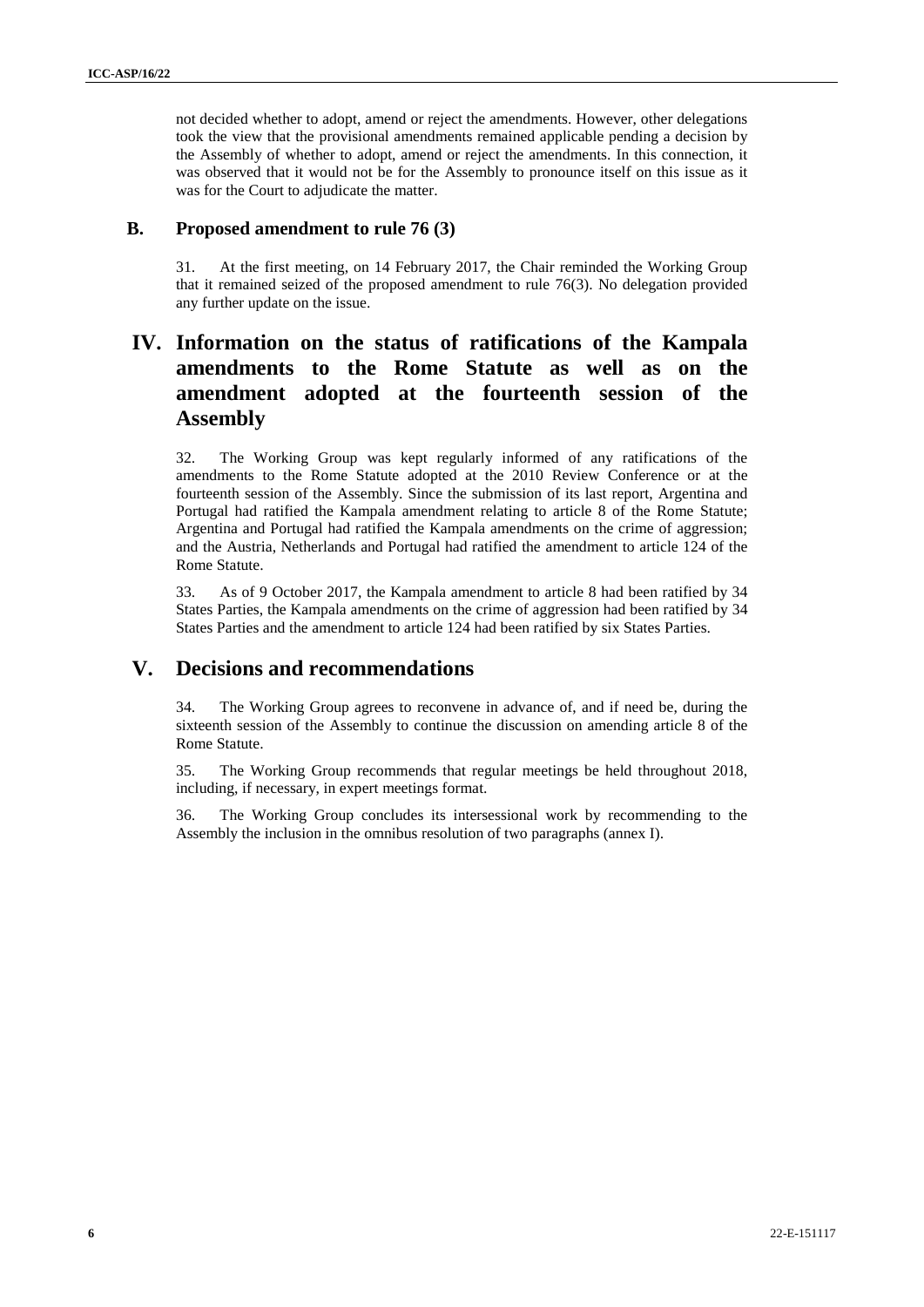not decided whether to adopt, amend or reject the amendments. However, other delegations took the view that the provisional amendments remained applicable pending a decision by the Assembly of whether to adopt, amend or reject the amendments. In this connection, it was observed that it would not be for the Assembly to pronounce itself on this issue as it was for the Court to adjudicate the matter.

### B. Proposed amendment to rule 76 (3)

31. At the first meeting, on 14 February 2017, the Chair reminded the Working Group that it remained seized of the proposed amendment to rule 76(3). No delegation provided any further update on the issue.

## IV. Information on the status of ratifications of the Kampala amendments to the Rome Statute as well as on the amendment adopted at the fourteenth session of the Assembly

32. The Working Group was kept regularly informed of any ratifications of the amendments to the Rome Statute adopted at the 2010 Review Conference or at the fourteenth session of the Assembly. Since the submission of its last report, Argentina and Portugal had ratified the Kampala amendment relating to article 8 of the Rome Statute; Argentina and Portugal had ratified the Kampala amendments on the crime of aggression; and the Austria, Netherlands and Portugal had ratified the amendment to article 124 of the Rome Statute.

33. As of 9 October 2017, the Kampala amendment to article 8 had been ratified by 34 States Parties, the Kampala amendments on the crime of aggression had been ratified by 34 States Parties and the amendment to article 124 had been ratified by six States Parties.

## V. Decisions and recommendations

34. The Working Group agrees to reconvene in advance of, and if need be, during the sixteenth session of the Assembly to continue the discussion on amending article 8 of the Rome Statute.

35. The Working Group recommends that regular meetings be held throughout 2018, including, if necessary, in expert meetings format.

36. The Working Group concludes its intersessional work by recommending to the Assembly the inclusion in the omnibus resolution of two paragraphs (annex I).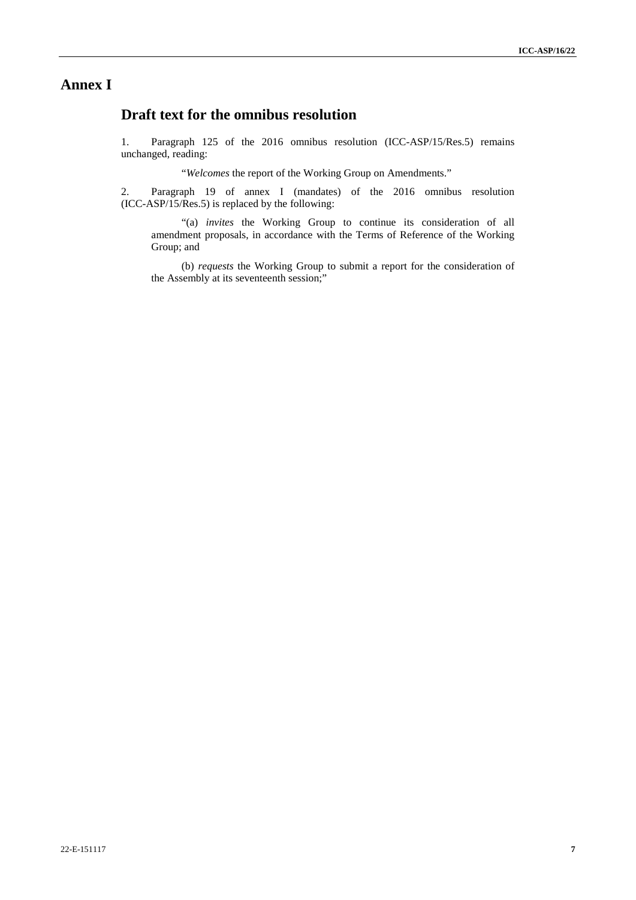# Annex I

## Draft text for the omnibus resolution

1. Paragraph 125 of the 2016 omnibus resolution (ICC-ASP/15/Res.5) remains unchanged, reading:

> "*Welcomes* the report of the Working Group on Amendments."

2. Paragraph 19 of annex I (mandates) of the 2016 omnibus resolution (ICC-ASP/15/Res.5) is replaced by the following:

> "(a) *invites* the Working Group to continue its consideration of all amendment proposals, in accordance with the Terms of Reference of the Working Group; and
>
> (b) *requests* the Working Group to submit a report for the consideration of the Assembly at its seventeenth session;"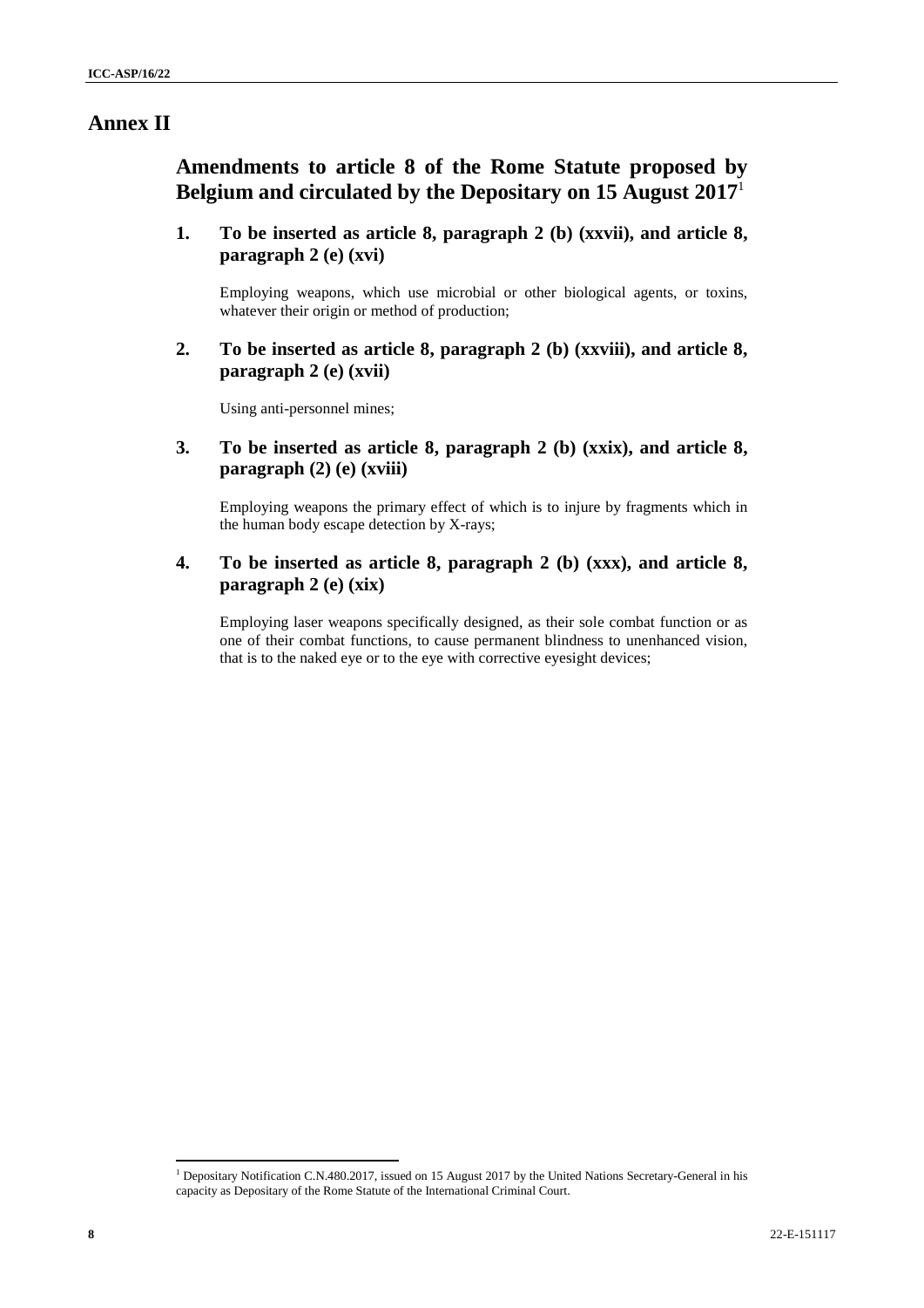# Annex II

## Amendments to article 8 of the Rome Statute proposed by Belgium and circulated by the Depositary on 15 August 2017[1]

### 1. To be inserted as article 8, paragraph 2 (b) (xxvii), and article 8, paragraph 2 (e) (xvi)

Employing weapons, which use microbial or other biological agents, or toxins, whatever their origin or method of production;

### 2. To be inserted as article 8, paragraph 2 (b) (xxviii), and article 8, paragraph 2 (e) (xvii)

Using anti-personnel mines;

### 3. To be inserted as article 8, paragraph 2 (b) (xxix), and article 8, paragraph (2) (e) (xviii)

Employing weapons the primary effect of which is to injure by fragments which in the human body escape detection by X-rays;

### 4. To be inserted as article 8, paragraph 2 (b) (xxx), and article 8, paragraph 2 (e) (xix)

Employing laser weapons specifically designed, as their sole combat function or as one of their combat functions, to cause permanent blindness to unenhanced vision, that is to the naked eye or to the eye with corrective eyesight devices;

---

[1] Depositary Notification C.N.480.2017, issued on 15 August 2017 by the United Nations Secretary-General in his capacity as Depositary of the Rome Statute of the International Criminal Court.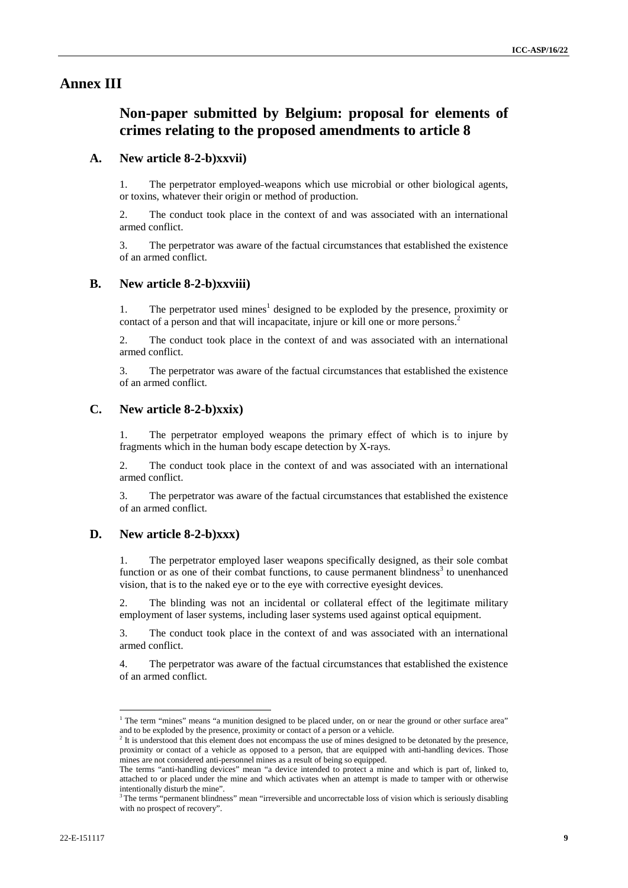# Annex III

## Non-paper submitted by Belgium: proposal for elements of crimes relating to the proposed amendments to article 8

### A. New article 8-2-b)xxvii)

1. The perpetrator employed weapons which use microbial or other biological agents, or toxins, whatever their origin or method of production.

2. The conduct took place in the context of and was associated with an international armed conflict.

3. The perpetrator was aware of the factual circumstances that established the existence of an armed conflict.

### B. New article 8-2-b)xxviii)

1. The perpetrator used mines[1] designed to be exploded by the presence, proximity or contact of a person and that will incapacitate, injure or kill one or more persons.[2]

2. The conduct took place in the context of and was associated with an international armed conflict.

3. The perpetrator was aware of the factual circumstances that established the existence of an armed conflict.

### C. New article 8-2-b)xxix)

1. The perpetrator employed weapons the primary effect of which is to injure by fragments which in the human body escape detection by X-rays.

2. The conduct took place in the context of and was associated with an international armed conflict.

3. The perpetrator was aware of the factual circumstances that established the existence of an armed conflict.

### D. New article 8-2-b)xxx)

1. The perpetrator employed laser weapons specifically designed, as their sole combat function or as one of their combat functions, to cause permanent blindness[3] to unenhanced vision, that is to the naked eye or to the eye with corrective eyesight devices.

2. The blinding was not an incidental or collateral effect of the legitimate military employment of laser systems, including laser systems used against optical equipment.

3. The conduct took place in the context of and was associated with an international armed conflict.

4. The perpetrator was aware of the factual circumstances that established the existence of an armed conflict.

---

[1] The term "mines" means "a munition designed to be placed under, on or near the ground or other surface area" and to be exploded by the presence, proximity or contact of a person or a vehicle.

[2] It is understood that this element does not encompass the use of mines designed to be detonated by the presence, proximity or contact of a vehicle as opposed to a person, that are equipped with anti-handling devices. Those mines are not considered anti-personnel mines as a result of being so equipped.

The terms "anti-handling devices" mean "a device intended to protect a mine and which is part of, linked to, attached to or placed under the mine and which activates when an attempt is made to tamper with or otherwise intentionally disturb the mine".

[3] The terms "permanent blindness" mean "irreversible and uncorrectable loss of vision which is seriously disabling with no prospect of recovery".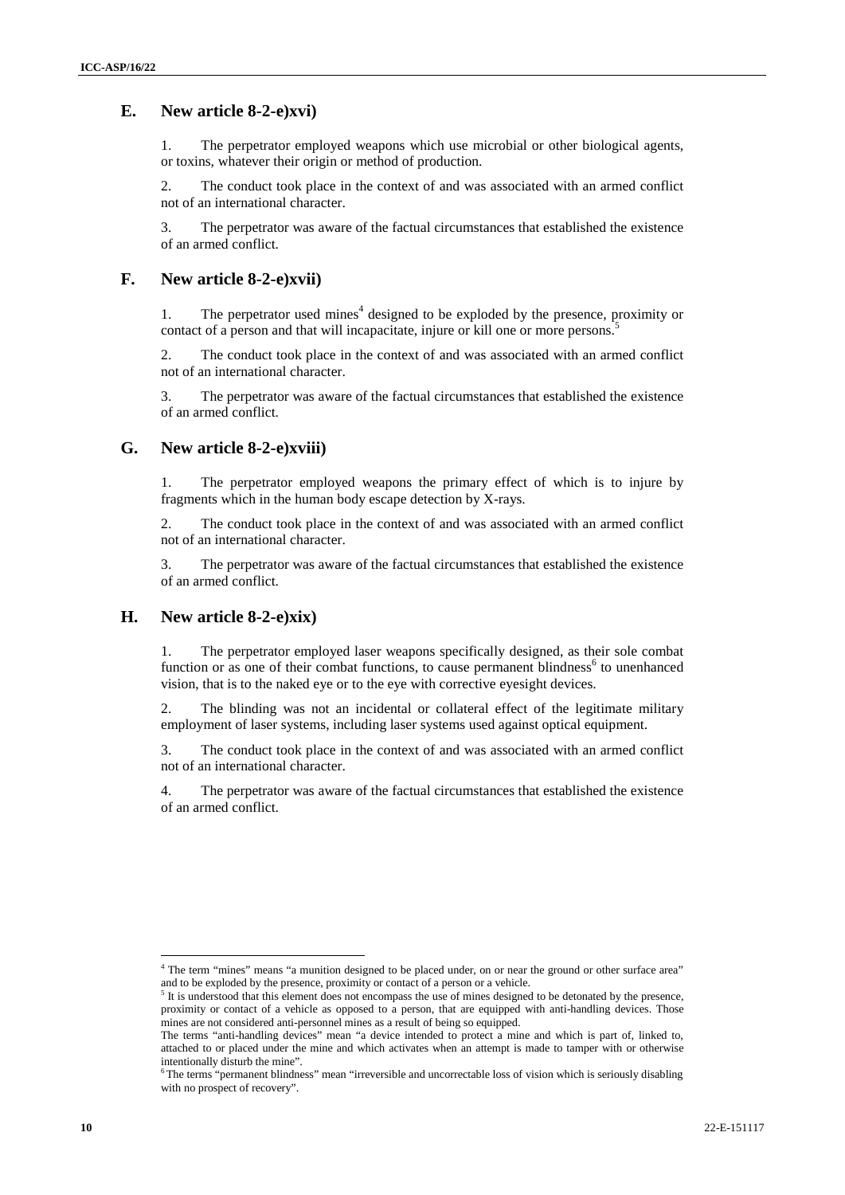## E. New article 8-2-e)xvi)

1. The perpetrator employed weapons which use microbial or other biological agents, or toxins, whatever their origin or method of production.

2. The conduct took place in the context of and was associated with an armed conflict not of an international character.

3. The perpetrator was aware of the factual circumstances that established the existence of an armed conflict.

## F. New article 8-2-e)xvii)

1. The perpetrator used mines[4] designed to be exploded by the presence, proximity or contact of a person and that will incapacitate, injure or kill one or more persons.[5]

2. The conduct took place in the context of and was associated with an armed conflict not of an international character.

3. The perpetrator was aware of the factual circumstances that established the existence of an armed conflict.

## G. New article 8-2-e)xviii)

1. The perpetrator employed weapons the primary effect of which is to injure by fragments which in the human body escape detection by X-rays.

2. The conduct took place in the context of and was associated with an armed conflict not of an international character.

3. The perpetrator was aware of the factual circumstances that established the existence of an armed conflict.

## H. New article 8-2-e)xix)

1. The perpetrator employed laser weapons specifically designed, as their sole combat function or as one of their combat functions, to cause permanent blindness[6] to unenhanced vision, that is to the naked eye or to the eye with corrective eyesight devices.

2. The blinding was not an incidental or collateral effect of the legitimate military employment of laser systems, including laser systems used against optical equipment.

3. The conduct took place in the context of and was associated with an armed conflict not of an international character.

4. The perpetrator was aware of the factual circumstances that established the existence of an armed conflict.

---

[4] The term "mines" means "a munition designed to be placed under, on or near the ground or other surface area" and to be exploded by the presence, proximity or contact of a person or a vehicle.

[5] It is understood that this element does not encompass the use of mines designed to be detonated by the presence, proximity or contact of a vehicle as opposed to a person, that are equipped with anti-handling devices. Those mines are not considered anti-personnel mines as a result of being so equipped.
The terms "anti-handling devices" mean "a device intended to protect a mine and which is part of, linked to, attached to or placed under the mine and which activates when an attempt is made to tamper with or otherwise intentionally disturb the mine".

[6] The terms "permanent blindness" mean "irreversible and uncorrectable loss of vision which is seriously disabling with no prospect of recovery".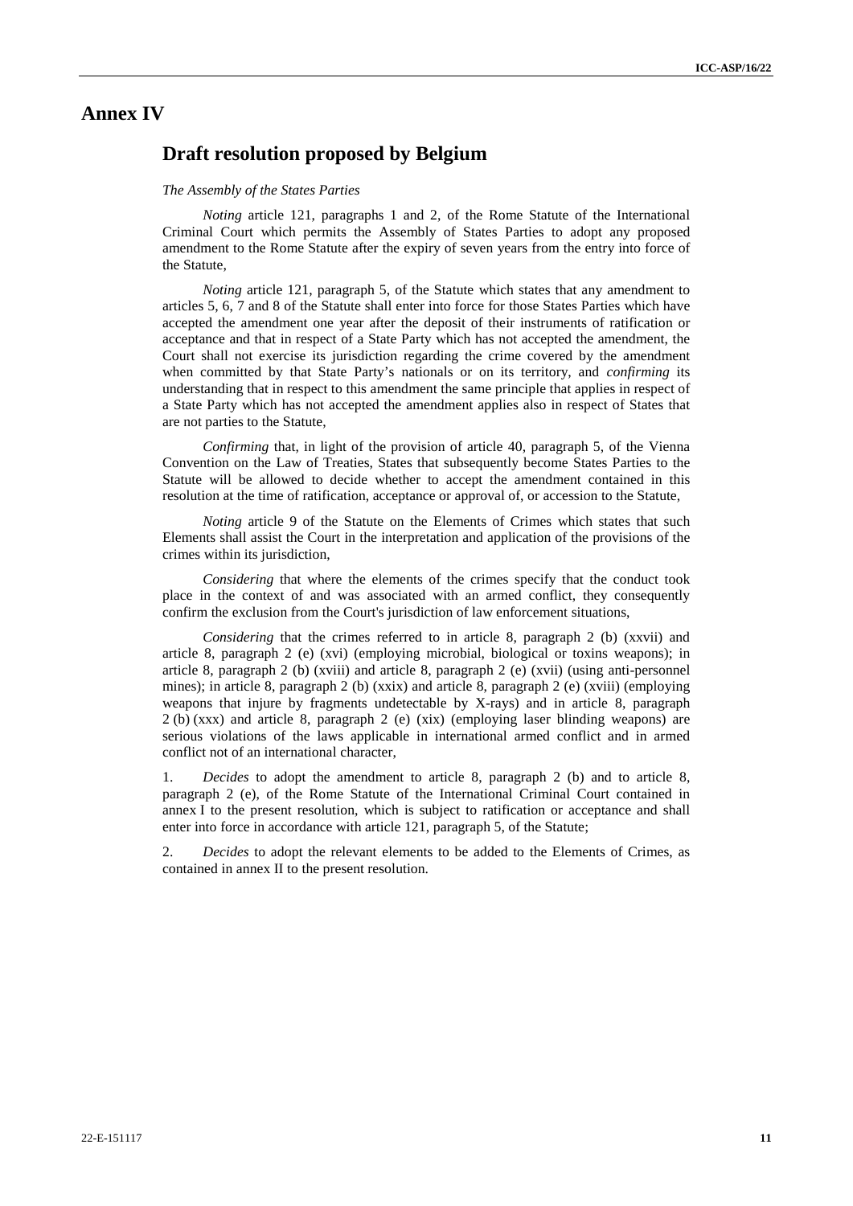# Annex IV

## Draft resolution proposed by Belgium

*The Assembly of the States Parties*

*Noting* article 121, paragraphs 1 and 2, of the Rome Statute of the International Criminal Court which permits the Assembly of States Parties to adopt any proposed amendment to the Rome Statute after the expiry of seven years from the entry into force of the Statute,

*Noting* article 121, paragraph 5, of the Statute which states that any amendment to articles 5, 6, 7 and 8 of the Statute shall enter into force for those States Parties which have accepted the amendment one year after the deposit of their instruments of ratification or acceptance and that in respect of a State Party which has not accepted the amendment, the Court shall not exercise its jurisdiction regarding the crime covered by the amendment when committed by that State Party's nationals or on its territory, and *confirming* its understanding that in respect to this amendment the same principle that applies in respect of a State Party which has not accepted the amendment applies also in respect of States that are not parties to the Statute,

*Confirming* that, in light of the provision of article 40, paragraph 5, of the Vienna Convention on the Law of Treaties, States that subsequently become States Parties to the Statute will be allowed to decide whether to accept the amendment contained in this resolution at the time of ratification, acceptance or approval of, or accession to the Statute,

*Noting* article 9 of the Statute on the Elements of Crimes which states that such Elements shall assist the Court in the interpretation and application of the provisions of the crimes within its jurisdiction,

*Considering* that where the elements of the crimes specify that the conduct took place in the context of and was associated with an armed conflict, they consequently confirm the exclusion from the Court's jurisdiction of law enforcement situations,

*Considering* that the crimes referred to in article 8, paragraph 2 (b) (xxvii) and article 8, paragraph 2 (e) (xvi) (employing microbial, biological or toxins weapons); in article 8, paragraph 2 (b) (xviii) and article 8, paragraph 2 (e) (xvii) (using anti-personnel mines); in article 8, paragraph 2 (b) (xxix) and article 8, paragraph 2 (e) (xviii) (employing weapons that injure by fragments undetectable by X-rays) and in article 8, paragraph 2 (b) (xxx) and article 8, paragraph 2 (e) (xix) (employing laser blinding weapons) are serious violations of the laws applicable in international armed conflict and in armed conflict not of an international character,

1. *Decides* to adopt the amendment to article 8, paragraph 2 (b) and to article 8, paragraph 2 (e), of the Rome Statute of the International Criminal Court contained in annex I to the present resolution, which is subject to ratification or acceptance and shall enter into force in accordance with article 121, paragraph 5, of the Statute;

2. *Decides* to adopt the relevant elements to be added to the Elements of Crimes, as contained in annex II to the present resolution.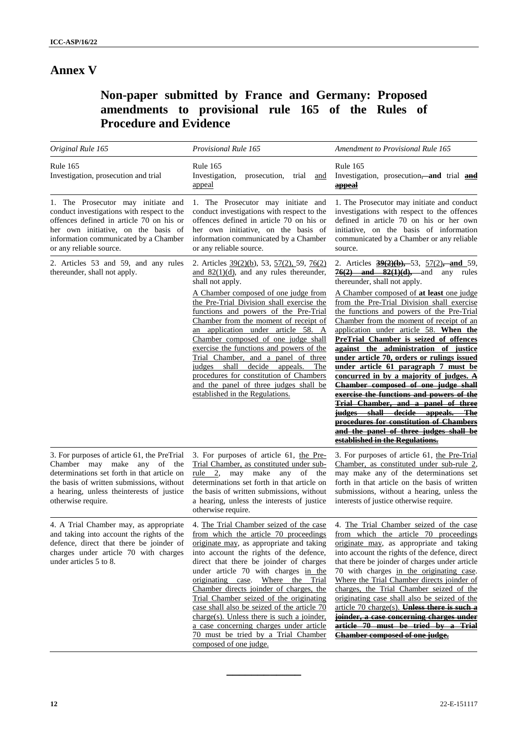# Annex V

## Non-paper submitted by France and Germany: Proposed amendments to provisional rule 165 of the Rules of Procedure and Evidence

| *Original Rule 165* | *Provisional Rule 165* | *Amendment to Provisional Rule 165* |
|---|---|---|
| Rule 165<br>Investigation, prosecution and trial | Rule 165<br>Investigation, prosecution, trial and appeal | Rule 165<br>Investigation, prosecution, **and** trial ~~**and appeal**~~ |
| 1. The Prosecutor may initiate and conduct investigations with respect to the offences defined in article 70 on his or her own initiative, on the basis of information communicated by a Chamber or any reliable source. | 1. The Prosecutor may initiate and conduct investigations with respect to the offences defined in article 70 on his or her own initiative, on the basis of information communicated by a Chamber or any reliable source. | 1. The Prosecutor may initiate and conduct investigations with respect to the offences defined in article 70 on his or her own initiative, on the basis of information communicated by a Chamber or any reliable source. |
| 2. Articles 53 and 59, and any rules thereunder, shall not apply. | 2. Articles 39(2)(b), 53, 57(2), 59, 76(2) and 82(1)(d), and any rules thereunder, shall not apply.<br><br>A Chamber composed of one judge from the Pre-Trial Division shall exercise the functions and powers of the Pre-Trial Chamber from the moment of receipt of an application under article 58. A Chamber composed of one judge shall exercise the functions and powers of the Trial Chamber, and a panel of three judges shall decide appeals. The procedures for constitution of Chambers and the panel of three judges shall be established in the Regulations. | 2. Articles ~~**39(2)(b),**~~ 53, 57(2)~~**,**~~ **and** 59, ~~**76(2) and 82(1)(d),**~~ and any rules thereunder, shall not apply.<br><br>A Chamber composed of **at least** one judge from the Pre-Trial Division shall exercise the functions and powers of the Pre-Trial Chamber from the moment of receipt of an application under article 58. **When the PreTrial Chamber is seized of offences against the administration of justice under article 70, orders or rulings issued under article 61 paragraph 7 must be concurred in by a majority of judges.** ~~**A Chamber composed of one judge shall exercise the functions and powers of the Trial Chamber, and a panel of three judges shall decide appeals. The procedures for constitution of Chambers and the panel of three judges shall be established in the Regulations.**~~ |
| 3. For purposes of article 61, the PreTrial Chamber may make any of the determinations set forth in that article on the basis of written submissions, without a hearing, unless theinterests of justice otherwise require. | 3. For purposes of article 61, the Pre-Trial Chamber, as constituted under sub-rule 2, may make any of the determinations set forth in that article on the basis of written submissions, without a hearing, unless the interests of justice otherwise require. | 3. For purposes of article 61, the Pre-Trial Chamber, as constituted under sub-rule 2, may make any of the determinations set forth in that article on the basis of written submissions, without a hearing, unless the interests of justice otherwise require. |
| 4. A Trial Chamber may, as appropriate and taking into account the rights of the defence, direct that there be joinder of charges under article 70 with charges under articles 5 to 8. | 4. The Trial Chamber seized of the case from which the article 70 proceedings originate may, as appropriate and taking into account the rights of the defence, direct that there be joinder of charges under article 70 with charges in the originating case. Where the Trial Chamber directs joinder of charges, the Trial Chamber seized of the originating case shall also be seized of the article 70 charge(s). Unless there is such a joinder, a case concerning charges under article 70 must be tried by a Trial Chamber composed of one judge. | 4. The Trial Chamber seized of the case from which the article 70 proceedings originate may, as appropriate and taking into account the rights of the defence, direct that there be joinder of charges under article 70 with charges in the originating case. Where the Trial Chamber directs joinder of charges, the Trial Chamber seized of the originating case shall also be seized of the article 70 charge(s). ~~**Unless there is such a joinder, a case concerning charges under article 70 must be tried by a Trial Chamber composed of one judge.**~~ |